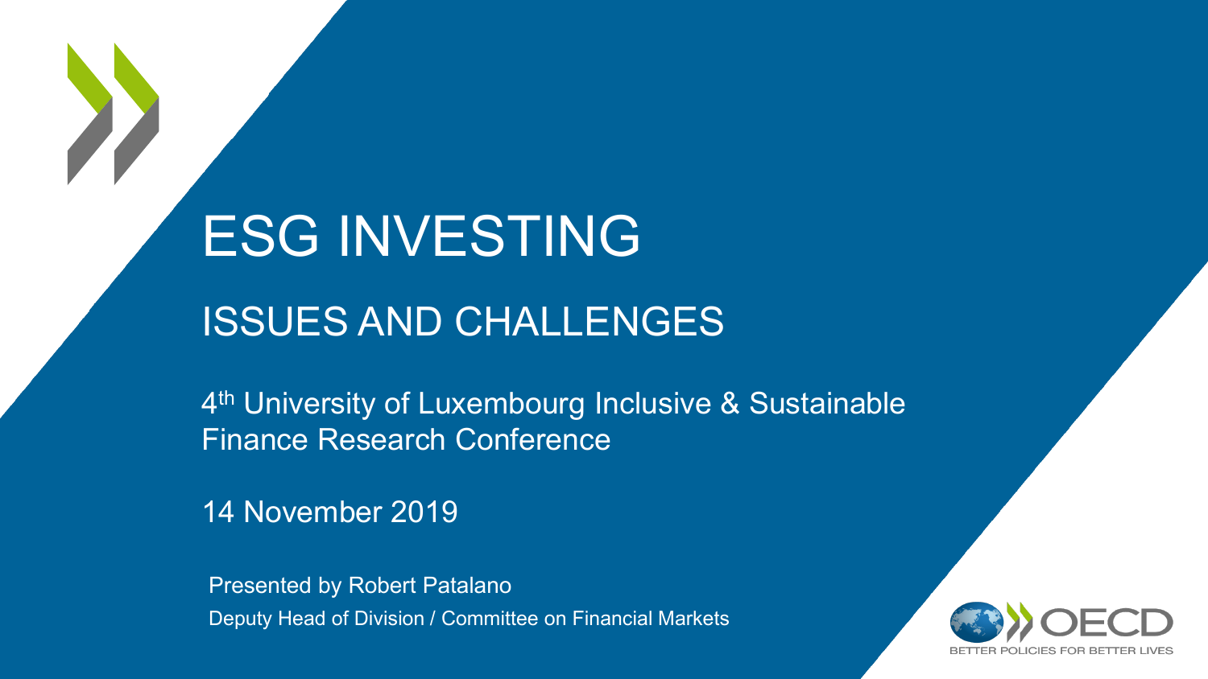# ESG INVESTING

## ISSUES AND CHALLENGES

4th University of Luxembourg Inclusive & Sustainable Finance Research Conference

14 November 2019

Presented by Robert Patalano

Deputy Head of Division / Committee on Financial Markets

OECD

BETTER POLICIES FOR BETTER LIVES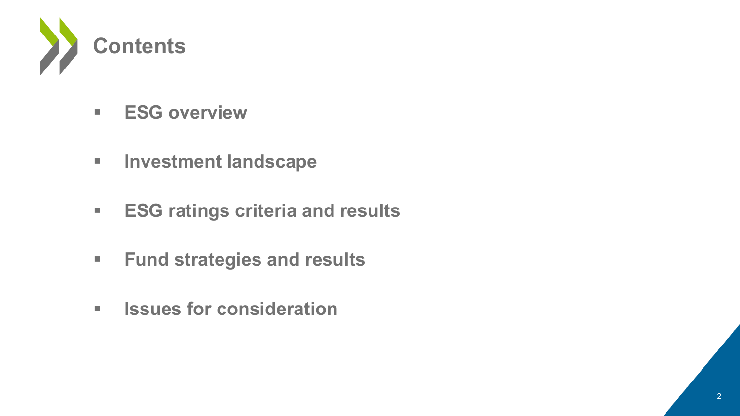# Contents

- **ESG overview**
- **Investment landscape**
- **ESG ratings criteria and results**
- **Fund strategies and results**
- **Issues for consideration**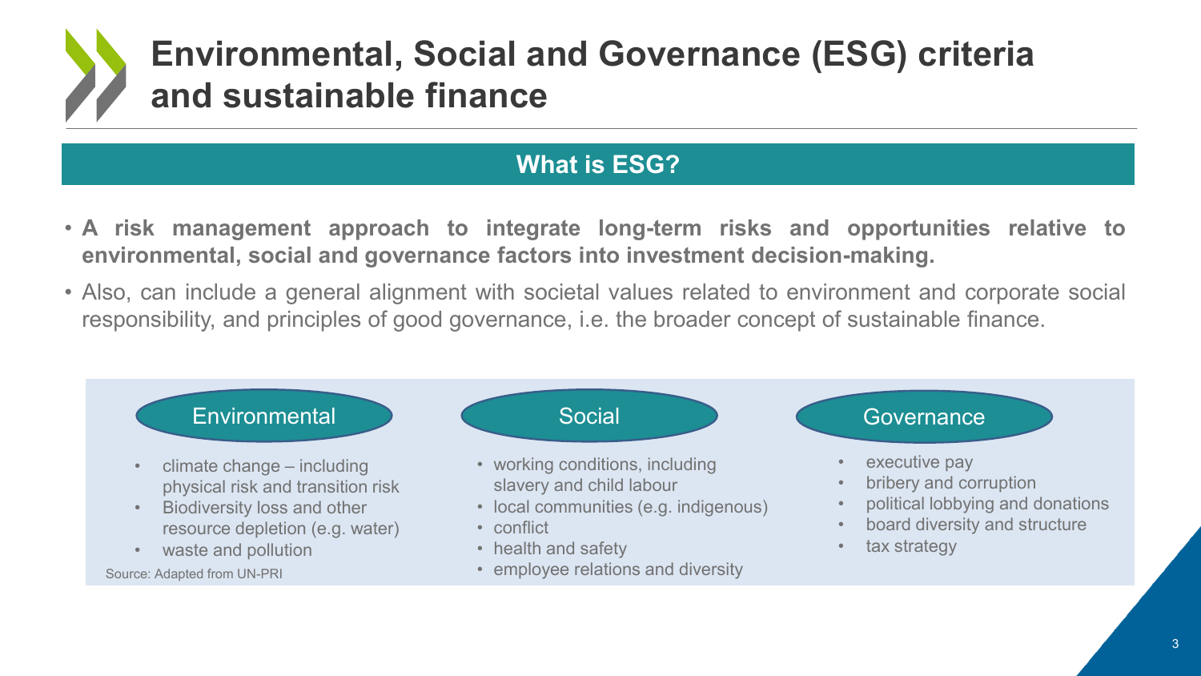# Environmental, Social and Governance (ESG) criteria and sustainable finance

## What is ESG?

- **A risk management approach to integrate long-term risks and opportunities relative to environmental, social and governance factors into investment decision-making.**
- Also, can include a general alignment with societal values related to environment and corporate social responsibility, and principles of good governance, i.e. the broader concept of sustainable finance.

### Environmental

- climate change – including physical risk and transition risk
- Biodiversity loss and other resource depletion (e.g. water)
- waste and pollution

### Social

- working conditions, including slavery and child labour
- local communities (e.g. indigenous)
- conflict
- health and safety
- employee relations and diversity

### Governance

- executive pay
- bribery and corruption
- political lobbying and donations
- board diversity and structure
- tax strategy

Source: Adapted from UN-PRI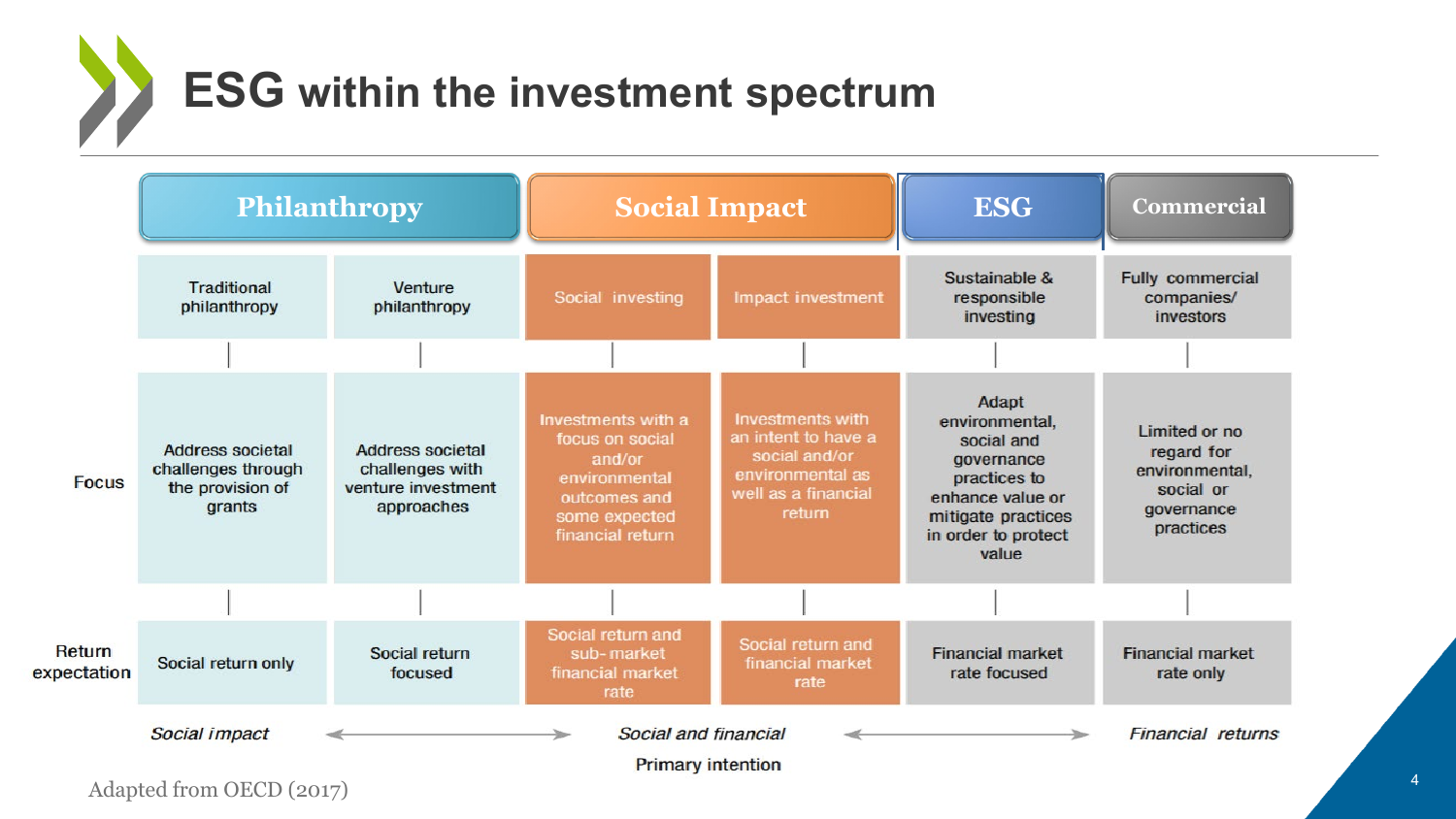# ESG within the investment spectrum

| | Philanthropy | | Social Impact | | ESG | Commercial |
|---|---|---|---|---|---|---|
| | Traditional philanthropy | Venture philanthropy | Social investing | Impact investment | Sustainable & responsible investing | Fully commercial companies/ investors |
| Focus | Address societal challenges through the provision of grants | Address societal challenges with venture investment approaches | Investments with a focus on social and/or environmental outcomes and some expected financial return | Investments with an intent to have a social and/or environmental as well as a financial return | Adapt environmental, social and governance practices to enhance value or mitigate practices in order to protect value | Limited or no regard for environmental, social or governance practices |
| Return expectation | Social return only | Social return focused | Social return and sub- market financial market rate | Social return and financial market rate | Financial market rate focused | Financial market rate only |

*Social impact* ⟵⟶ *Social and financial* ⟵⟶ *Financial returns*

Primary intention

Adapted from OECD (2017)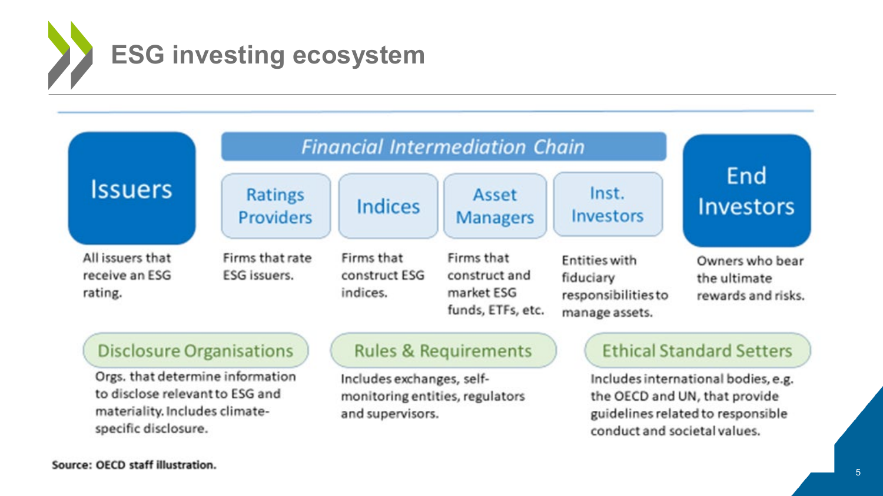# ESG investing ecosystem

**Issuers**
All issuers that receive an ESG rating.

*Financial Intermediation Chain*

**Ratings Providers**
Firms that rate ESG issuers.

**Indices**
Firms that construct ESG indices.

**Asset Managers**
Firms that construct and market ESG funds, ETFs, etc.

**Inst. Investors**
Entities with fiduciary responsibilities to manage assets.

**End Investors**
Owners who bear the ultimate rewards and risks.

**Disclosure Organisations**
Orgs. that determine information to disclose relevant to ESG and materiality. Includes climate-specific disclosure.

**Rules & Requirements**
Includes exchanges, self-monitoring entities, regulators and supervisors.

**Ethical Standard Setters**
Includes international bodies, e.g. the OECD and UN, that provide guidelines related to responsible conduct and societal values.

**Source: OECD staff illustration.**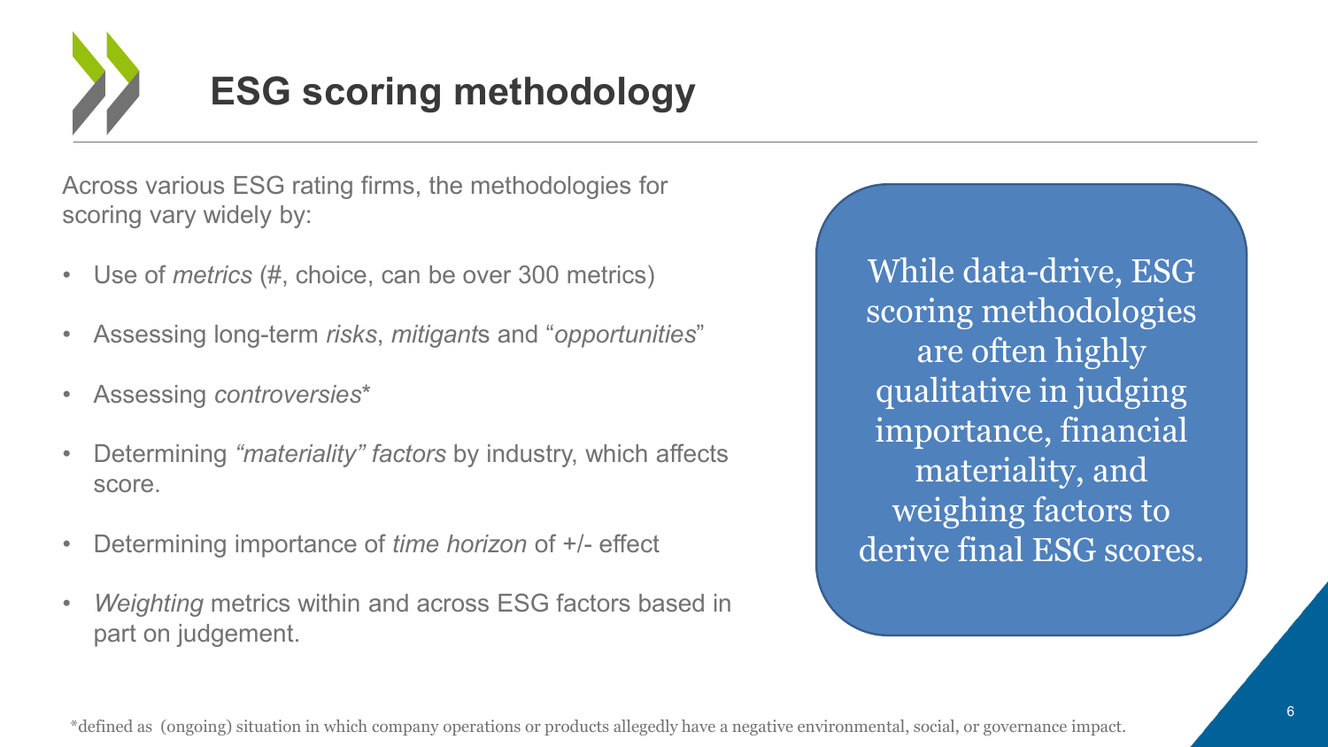# ESG scoring methodology

Across various ESG rating firms, the methodologies for scoring vary widely by:

- Use of *metrics* (#, choice, can be over 300 metrics)
- Assessing long-term *risks*, *mitigant*s and "*opportunities*"
- Assessing *controversies**
- Determining *"materiality" factors* by industry, which affects score.
- Determining importance of *time horizon* of +/- effect
- *Weighting* metrics within and across ESG factors based in part on judgement.

While data-drive, ESG scoring methodologies are often highly qualitative in judging importance, financial materiality, and weighing factors to derive final ESG scores.

*defined as (ongoing) situation in which company operations or products allegedly have a negative environmental, social, or governance impact.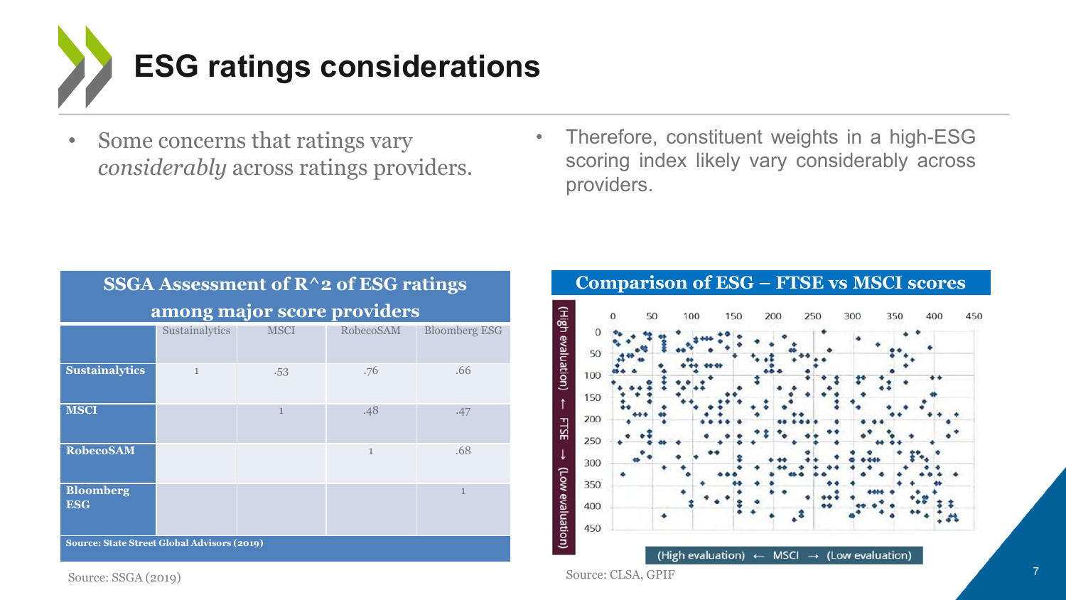# ESG ratings considerations

- Some concerns that ratings vary *considerably* across ratings providers.
- Therefore, constituent weights in a high-ESG scoring index likely vary considerably across providers.

**SSGA Assessment of R^2 of ESG ratings among major score providers**

| | Sustainalytics | MSCI | RobecoSAM | Bloomberg ESG |
|---|---|---|---|---|
| **Sustainalytics** | 1 | .53 | .76 | .66 |
| **MSCI** | | 1 | .48 | .47 |
| **RobecoSAM** | | | 1 | .68 |
| **Bloomberg ESG** | | | | 1 |

**Source: State Street Global Advisors (2019)**

Source: SSGA (2019)

**Comparison of ESG – FTSE vs MSCI scores**

Source: CLSA, GPIF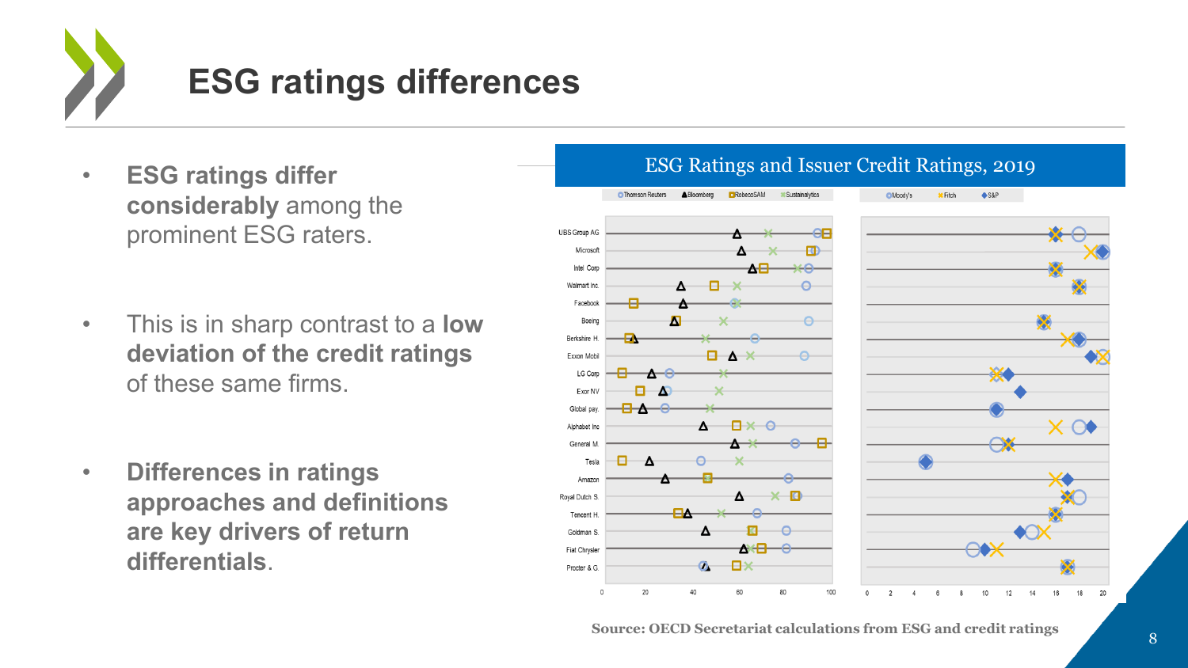# ESG ratings differences

- **ESG ratings differ considerably** among the prominent ESG raters.
- This is in sharp contrast to a **low deviation of the credit ratings** of these same firms.
- **Differences in ratings approaches and definitions are key drivers of return differentials**.

ESG Ratings and Issuer Credit Ratings, 2019

Source: OECD Secretariat calculations from ESG and credit ratings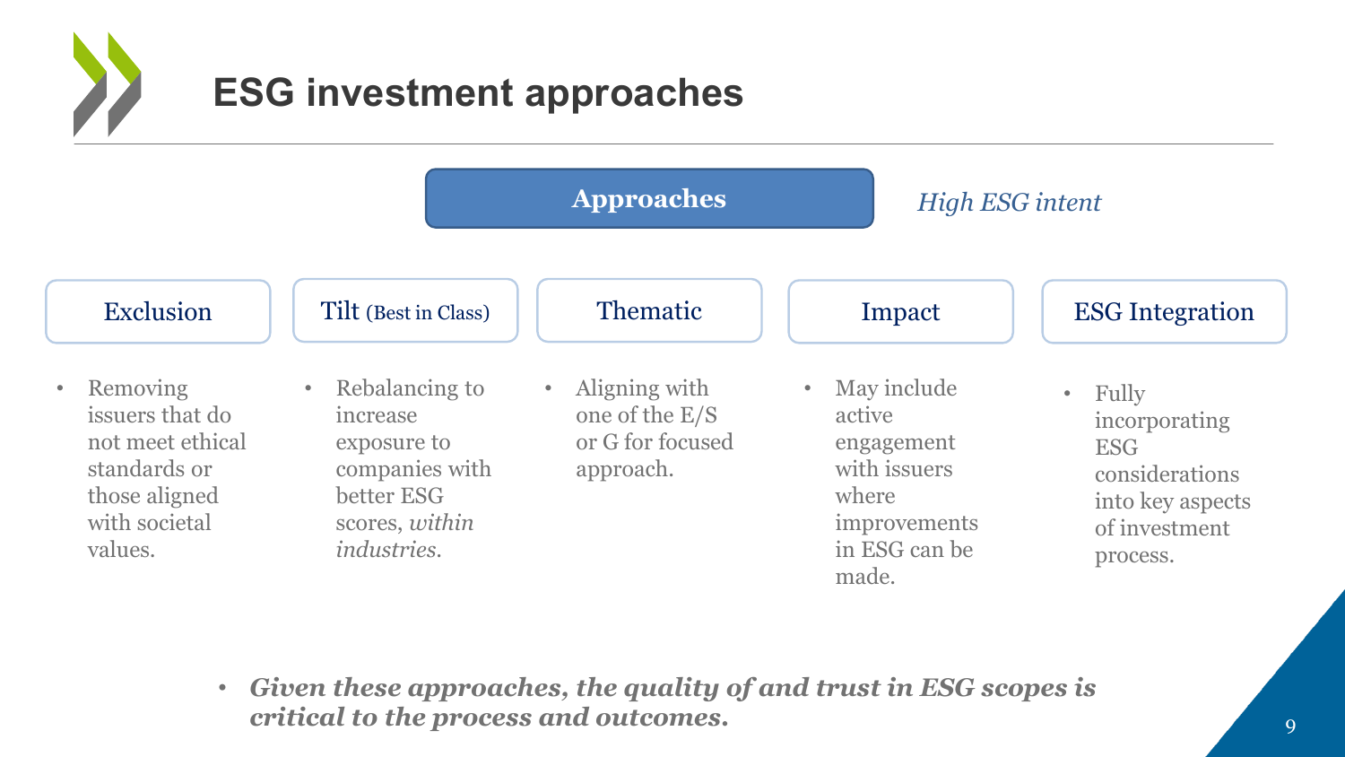# ESG investment approaches

**Approaches**

*High ESG intent*

### Exclusion

- Removing issuers that do not meet ethical standards or those aligned with societal values.

### Tilt (Best in Class)

- Rebalancing to increase exposure to companies with better ESG scores, *within industries*.

### Thematic

- Aligning with one of the E/S or G for focused approach.

### Impact

- May include active engagement with issuers where improvements in ESG can be made.

### ESG Integration

- Fully incorporating ESG considerations into key aspects of investment process.

- ***Given these approaches, the quality of and trust in ESG scopes is critical to the process and outcomes.***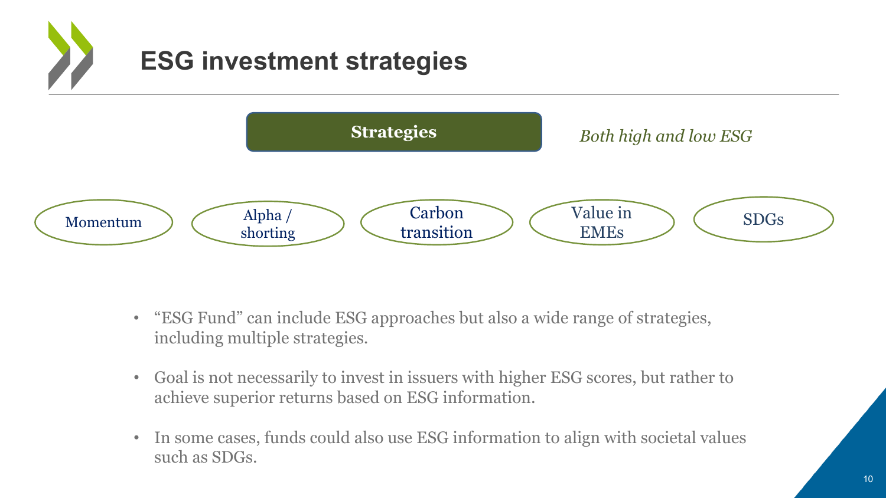# ESG investment strategies

**Strategies**

*Both high and low ESG*

- Momentum
- Alpha / shorting
- Carbon transition
- Value in EMEs
- SDGs

- “ESG Fund” can include ESG approaches but also a wide range of strategies, including multiple strategies.
- Goal is not necessarily to invest in issuers with higher ESG scores, but rather to achieve superior returns based on ESG information.
- In some cases, funds could also use ESG information to align with societal values such as SDGs.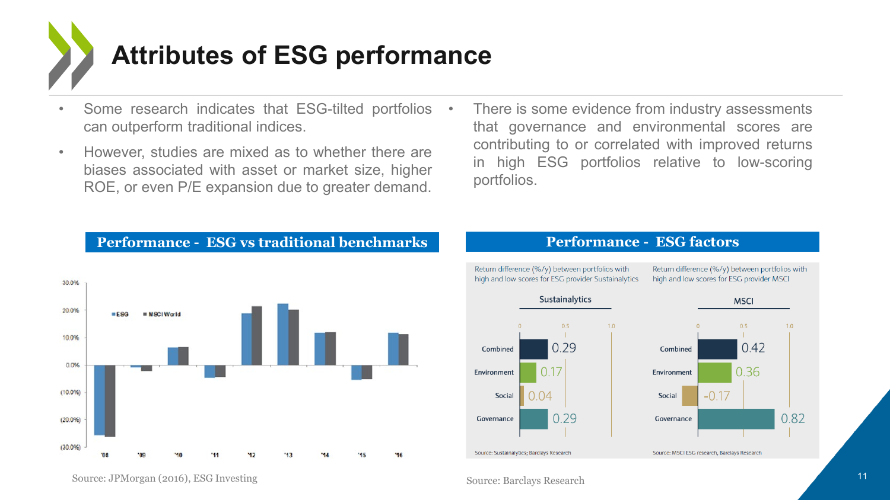# Attributes of ESG performance

- Some research indicates that ESG-tilted portfolios can outperform traditional indices.
- However, studies are mixed as to whether there are biases associated with asset or market size, higher ROE, or even P/E expansion due to greater demand.
- There is some evidence from industry assessments that governance and environmental scores are contributing to or correlated with improved returns in high ESG portfolios relative to low-scoring portfolios.

## Performance - ESG vs traditional benchmarks

Source: JPMorgan (2016), ESG Investing

## Performance - ESG factors

Return difference (%/y) between portfolios with high and low scores for ESG provider Sustainalytics

| Sustainalytics | |
|---|---|
| Combined | 0.29 |
| Environment | 0.17 |
| Social | 0.04 |
| Governance | 0.29 |

Source: Sustainalytics; Barclays Research

Return difference (%/y) between portfolios with high and low scores for ESG provider MSCI

| MSCI | |
|---|---|
| Combined | 0.42 |
| Environment | 0.36 |
| Social | -0.17 |
| Governance | 0.82 |

Source: MSCI ESG research, Barclays Research

Source: Barclays Research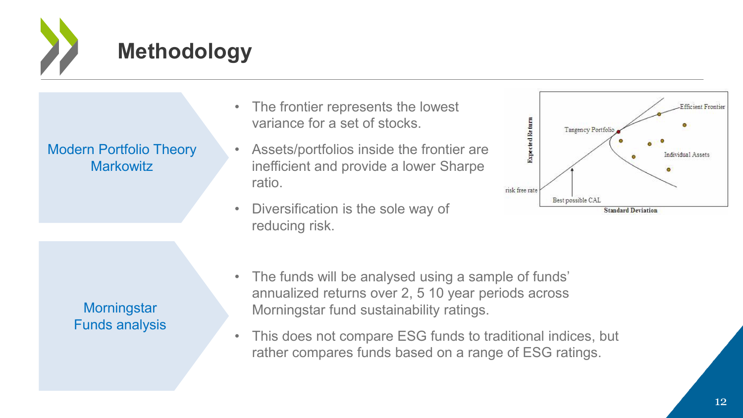# Methodology

**Modern Portfolio Theory Markowitz**

- The frontier represents the lowest variance for a set of stocks.
- Assets/portfolios inside the frontier are inefficient and provide a lower Sharpe ratio.
- Diversification is the sole way of reducing risk.

**Morningstar Funds analysis**

- The funds will be analysed using a sample of funds' annualized returns over 2, 5 10 year periods across Morningstar fund sustainability ratings.
- This does not compare ESG funds to traditional indices, but rather compares funds based on a range of ESG ratings.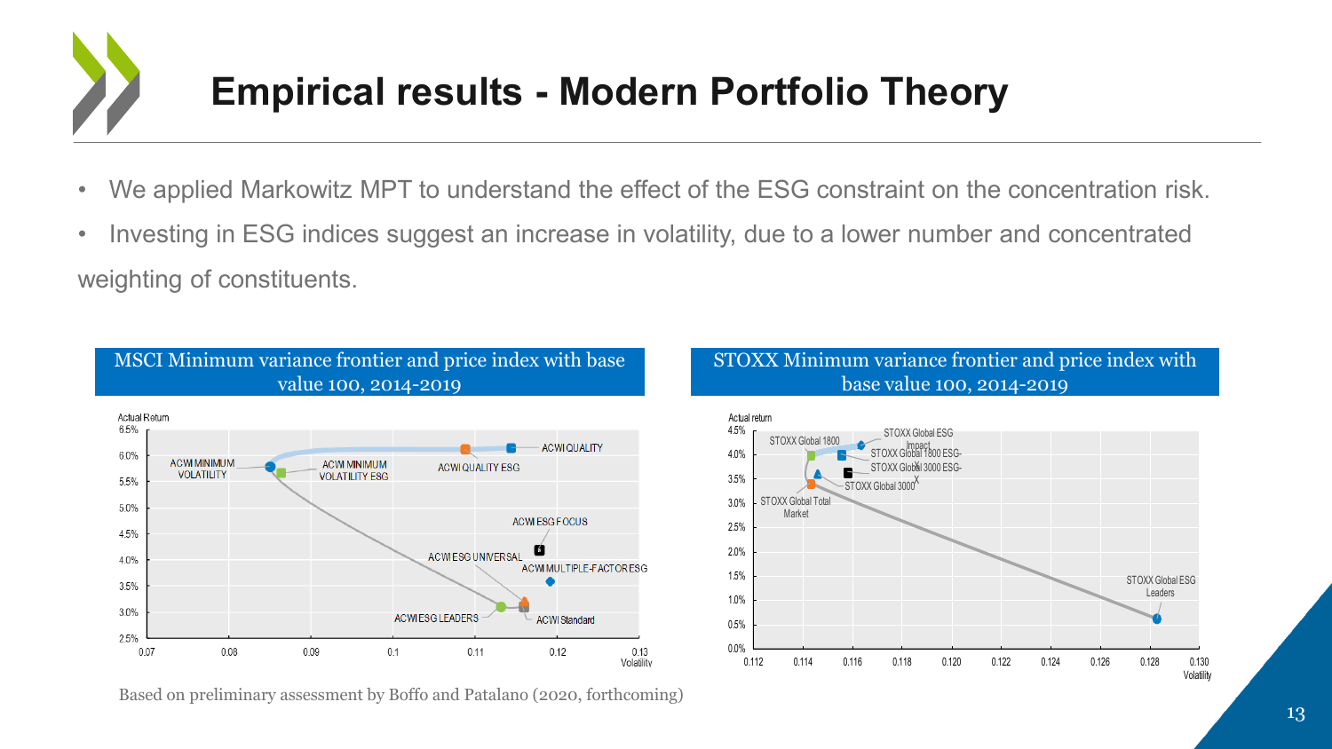# Empirical results - Modern Portfolio Theory

- We applied Markowitz MPT to understand the effect of the ESG constraint on the concentration risk.
- Investing in ESG indices suggest an increase in volatility, due to a lower number and concentrated weighting of constituents.

**MSCI Minimum variance frontier and price index with base value 100, 2014-2019**

**STOXX Minimum variance frontier and price index with base value 100, 2014-2019**

Based on preliminary assessment by Boffo and Patalano (2020, forthcoming)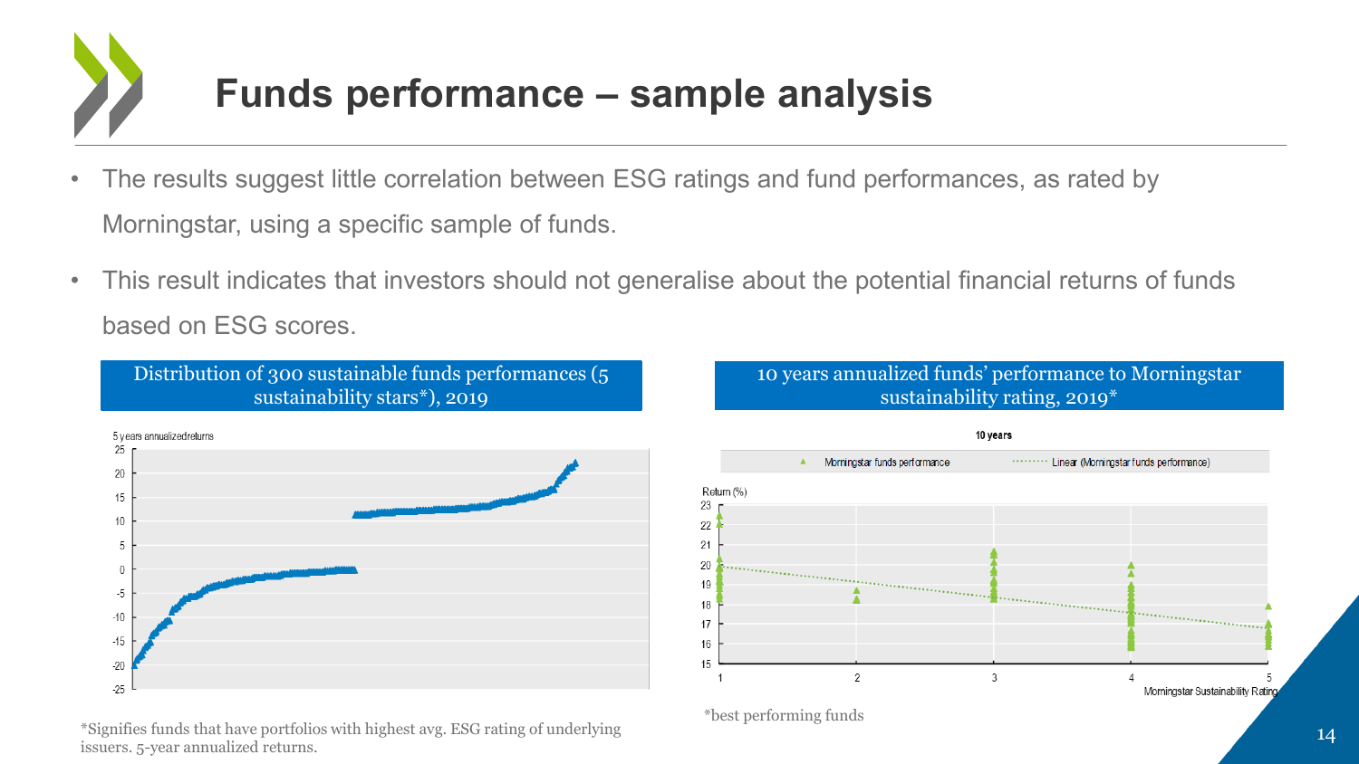# Funds performance – sample analysis

- The results suggest little correlation between ESG ratings and fund performances, as rated by Morningstar, using a specific sample of funds.
- This result indicates that investors should not generalise about the potential financial returns of funds based on ESG scores.

**Distribution of 300 sustainable funds performances (5 sustainability stars*), 2019**

5 years annualized returns

*Signifies funds that have portfolios with highest avg. ESG rating of underlying issuers. 5-year annualized returns.

**10 years annualized funds' performance to Morningstar sustainability rating, 2019***

10 years

Morningstar funds performance | Linear (Morningstar funds performance)

Return (%)

Morningstar Sustainability Rating

*best performing funds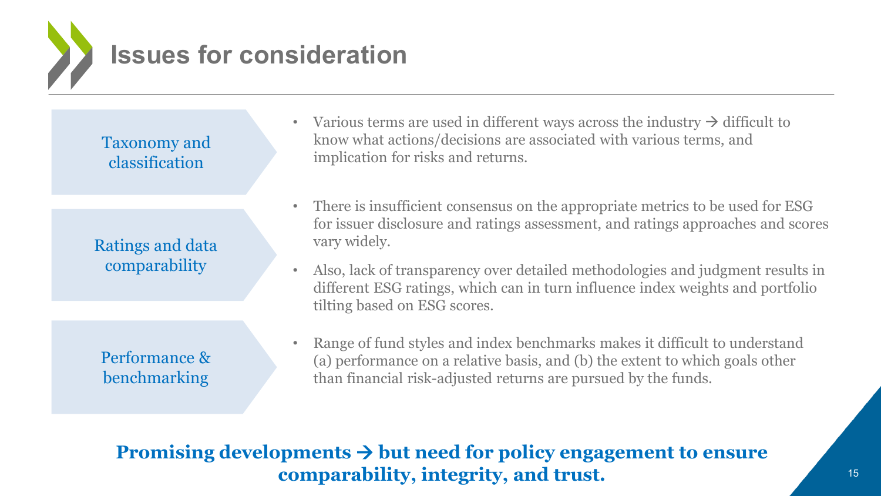# Issues for consideration

**Taxonomy and classification**

- Various terms are used in different ways across the industry → difficult to know what actions/decisions are associated with various terms, and implication for risks and returns.

**Ratings and data comparability**

- There is insufficient consensus on the appropriate metrics to be used for ESG for issuer disclosure and ratings assessment, and ratings approaches and scores vary widely.
- Also, lack of transparency over detailed methodologies and judgment results in different ESG ratings, which can in turn influence index weights and portfolio tilting based on ESG scores.

**Performance & benchmarking**

- Range of fund styles and index benchmarks makes it difficult to understand (a) performance on a relative basis, and (b) the extent to which goals other than financial risk-adjusted returns are pursued by the funds.

**Promising developments → but need for policy engagement to ensure comparability, integrity, and trust.**